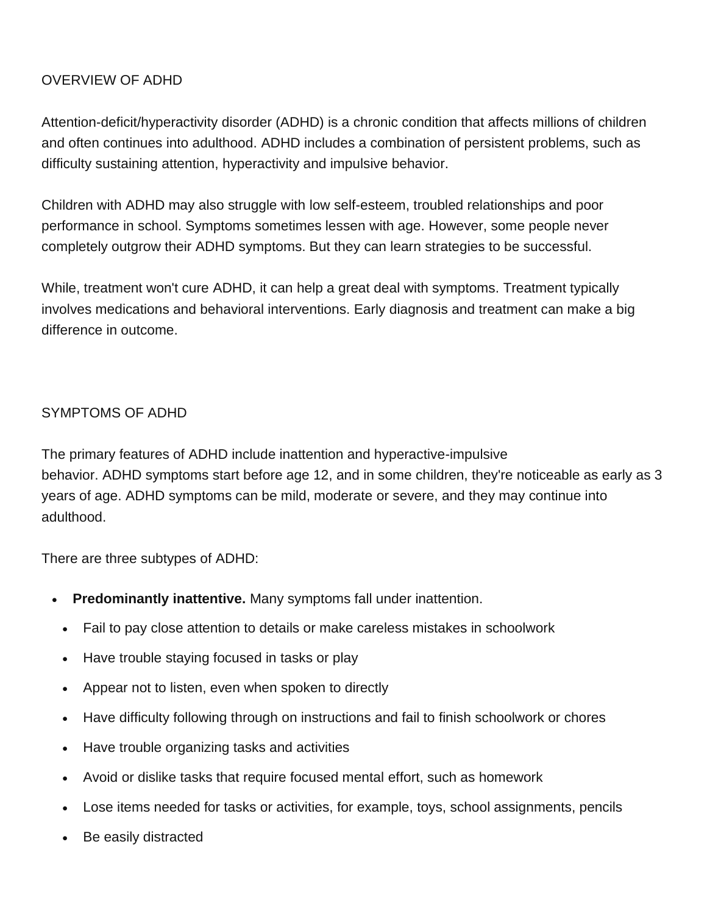## OVERVIEW OF ADHD

Attention-deficit/hyperactivity disorder (ADHD) is a chronic condition that affects millions of children and often continues into adulthood. ADHD includes a combination of persistent problems, such as difficulty sustaining attention, hyperactivity and impulsive behavior.

Children with ADHD may also struggle with low self-esteem, troubled relationships and poor performance in school. Symptoms sometimes lessen with age. However, some people never completely outgrow their ADHD symptoms. But they can learn strategies to be successful.

While, treatment won't cure ADHD, it can help a great deal with symptoms. Treatment typically involves medications and behavioral interventions. Early diagnosis and treatment can make a big difference in outcome.

## SYMPTOMS OF ADHD

The primary features of ADHD include inattention and hyperactive-impulsive behavior. ADHD symptoms start before age 12, and in some children, they're noticeable as early as 3 years of age. ADHD symptoms can be mild, moderate or severe, and they may continue into adulthood.

There are three subtypes of ADHD:

- **Predominantly inattentive.** Many symptoms fall under inattention.
  - Fail to pay close attention to details or make careless mistakes in schoolwork
  - Have trouble staying focused in tasks or play
  - Appear not to listen, even when spoken to directly
  - Have difficulty following through on instructions and fail to finish schoolwork or chores
  - Have trouble organizing tasks and activities
  - Avoid or dislike tasks that require focused mental effort, such as homework
  - Lose items needed for tasks or activities, for example, toys, school assignments, pencils
  - Be easily distracted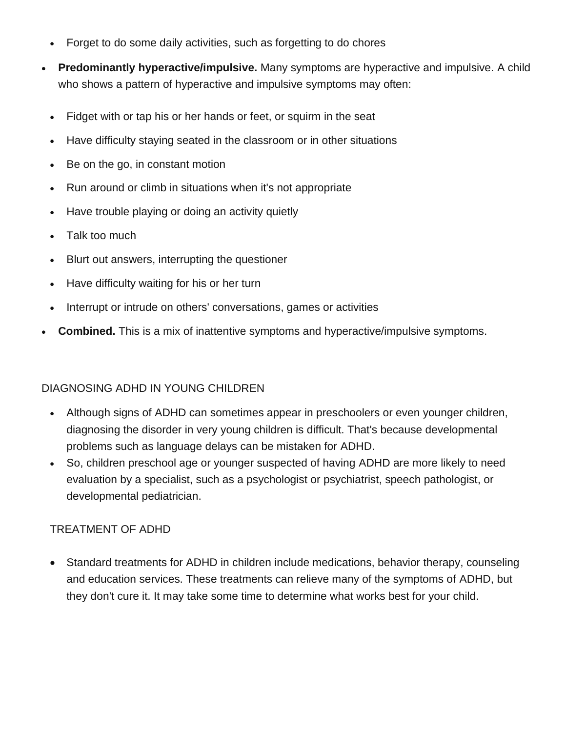- Forget to do some daily activities, such as forgetting to do chores

- **Predominantly hyperactive/impulsive.** Many symptoms are hyperactive and impulsive. A child who shows a pattern of hyperactive and impulsive symptoms may often:

  - Fidget with or tap his or her hands or feet, or squirm in the seat
  - Have difficulty staying seated in the classroom or in other situations
  - Be on the go, in constant motion
  - Run around or climb in situations when it's not appropriate
  - Have trouble playing or doing an activity quietly
  - Talk too much
  - Blurt out answers, interrupting the questioner
  - Have difficulty waiting for his or her turn
  - Interrupt or intrude on others' conversations, games or activities

- **Combined.** This is a mix of inattentive symptoms and hyperactive/impulsive symptoms.

## DIAGNOSING ADHD IN YOUNG CHILDREN

- Although signs of ADHD can sometimes appear in preschoolers or even younger children, diagnosing the disorder in very young children is difficult. That's because developmental problems such as language delays can be mistaken for ADHD.
- So, children preschool age or younger suspected of having ADHD are more likely to need evaluation by a specialist, such as a psychologist or psychiatrist, speech pathologist, or developmental pediatrician.

## TREATMENT OF ADHD

- Standard treatments for ADHD in children include medications, behavior therapy, counseling and education services. These treatments can relieve many of the symptoms of ADHD, but they don't cure it. It may take some time to determine what works best for your child.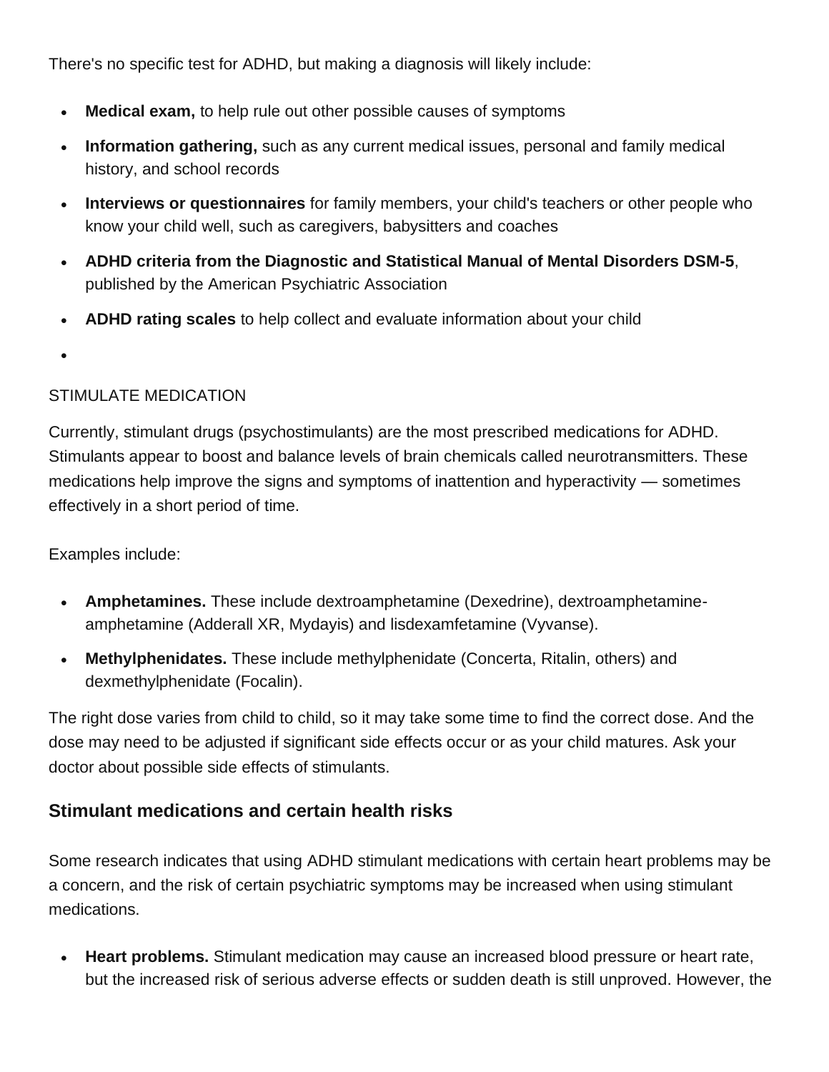There's no specific test for ADHD, but making a diagnosis will likely include:

- **Medical exam,** to help rule out other possible causes of symptoms
- **Information gathering,** such as any current medical issues, personal and family medical history, and school records
- **Interviews or questionnaires** for family members, your child's teachers or other people who know your child well, such as caregivers, babysitters and coaches
- **ADHD criteria from the Diagnostic and Statistical Manual of Mental Disorders DSM-5**, published by the American Psychiatric Association
- **ADHD rating scales** to help collect and evaluate information about your child
-

STIMULATE MEDICATION

Currently, stimulant drugs (psychostimulants) are the most prescribed medications for ADHD. Stimulants appear to boost and balance levels of brain chemicals called neurotransmitters. These medications help improve the signs and symptoms of inattention and hyperactivity — sometimes effectively in a short period of time.

Examples include:

- **Amphetamines.** These include dextroamphetamine (Dexedrine), dextroamphetamine-amphetamine (Adderall XR, Mydayis) and lisdexamfetamine (Vyvanse).
- **Methylphenidates.** These include methylphenidate (Concerta, Ritalin, others) and dexmethylphenidate (Focalin).

The right dose varies from child to child, so it may take some time to find the correct dose. And the dose may need to be adjusted if significant side effects occur or as your child matures. Ask your doctor about possible side effects of stimulants.

## Stimulant medications and certain health risks

Some research indicates that using ADHD stimulant medications with certain heart problems may be a concern, and the risk of certain psychiatric symptoms may be increased when using stimulant medications.

- **Heart problems.** Stimulant medication may cause an increased blood pressure or heart rate, but the increased risk of serious adverse effects or sudden death is still unproved. However, the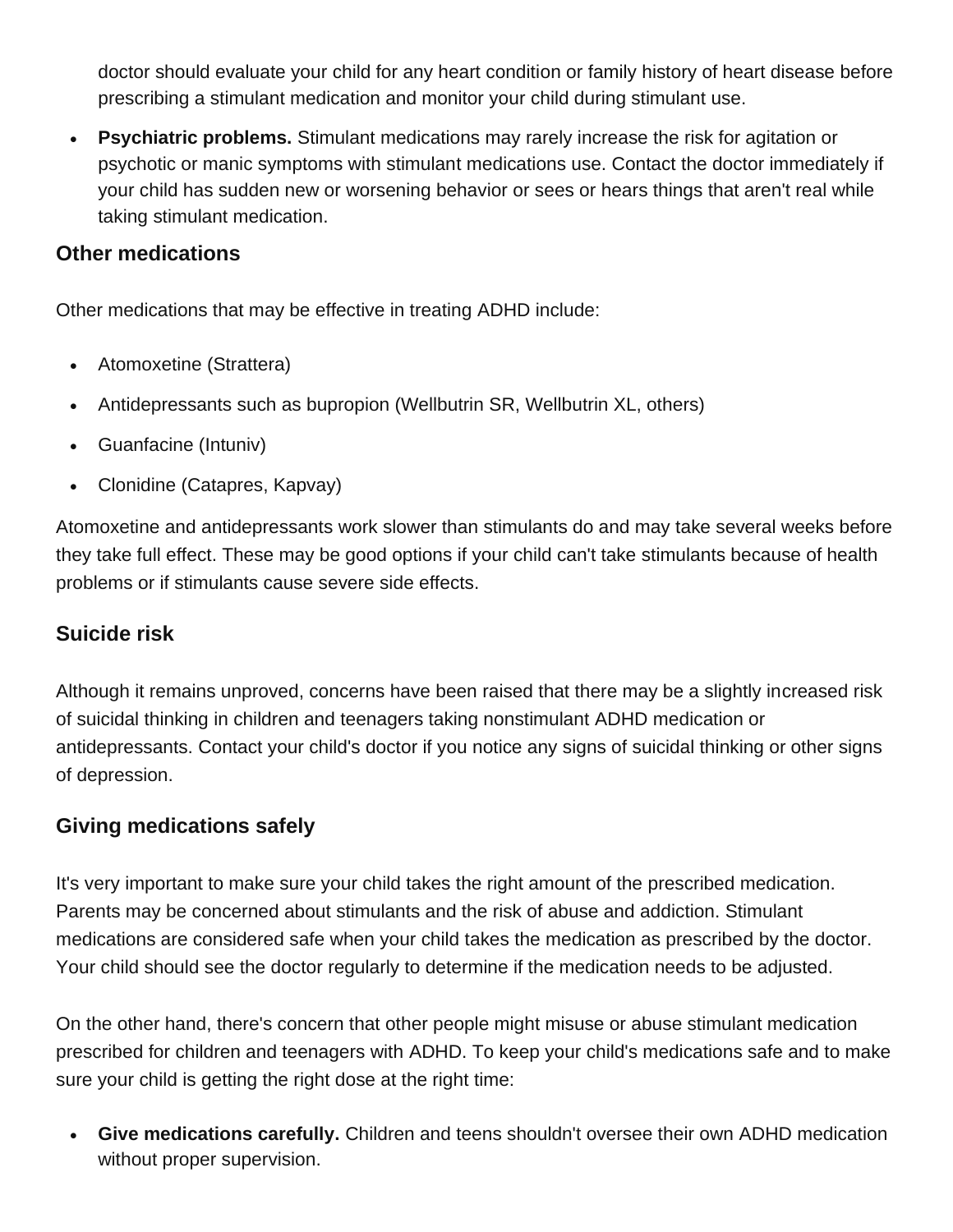doctor should evaluate your child for any heart condition or family history of heart disease before prescribing a stimulant medication and monitor your child during stimulant use.

- **Psychiatric problems.** Stimulant medications may rarely increase the risk for agitation or psychotic or manic symptoms with stimulant medications use. Contact the doctor immediately if your child has sudden new or worsening behavior or sees or hears things that aren't real while taking stimulant medication.

### Other medications

Other medications that may be effective in treating ADHD include:

- Atomoxetine (Strattera)
- Antidepressants such as bupropion (Wellbutrin SR, Wellbutrin XL, others)
- Guanfacine (Intuniv)
- Clonidine (Catapres, Kapvay)

Atomoxetine and antidepressants work slower than stimulants do and may take several weeks before they take full effect. These may be good options if your child can't take stimulants because of health problems or if stimulants cause severe side effects.

### Suicide risk

Although it remains unproved, concerns have been raised that there may be a slightly increased risk of suicidal thinking in children and teenagers taking nonstimulant ADHD medication or antidepressants. Contact your child's doctor if you notice any signs of suicidal thinking or other signs of depression.

### Giving medications safely

It's very important to make sure your child takes the right amount of the prescribed medication. Parents may be concerned about stimulants and the risk of abuse and addiction. Stimulant medications are considered safe when your child takes the medication as prescribed by the doctor. Your child should see the doctor regularly to determine if the medication needs to be adjusted.

On the other hand, there's concern that other people might misuse or abuse stimulant medication prescribed for children and teenagers with ADHD. To keep your child's medications safe and to make sure your child is getting the right dose at the right time:

- **Give medications carefully.** Children and teens shouldn't oversee their own ADHD medication without proper supervision.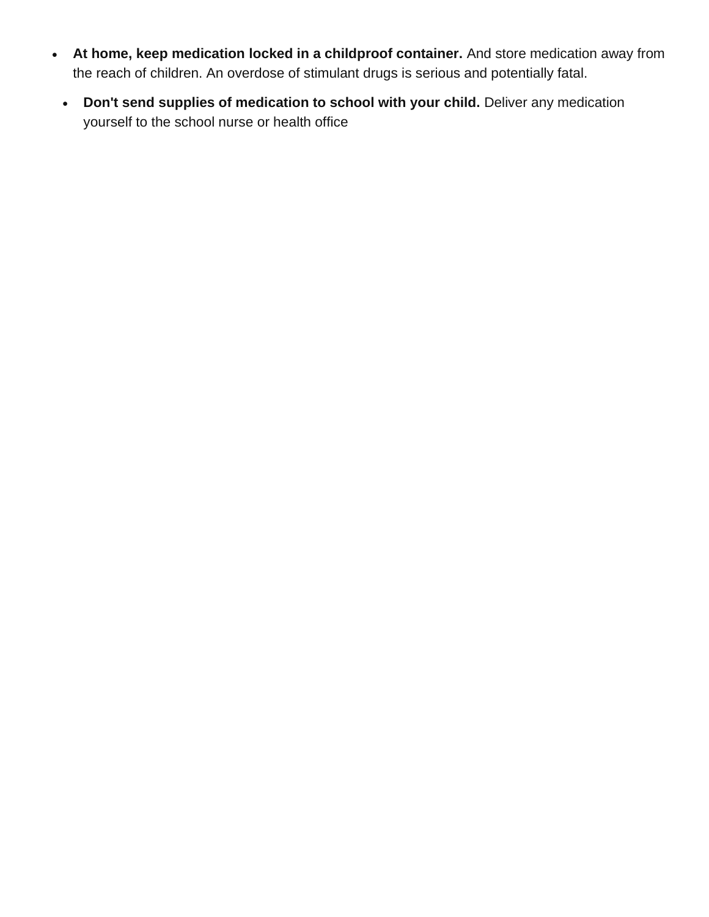- **At home, keep medication locked in a childproof container.** And store medication away from the reach of children. An overdose of stimulant drugs is serious and potentially fatal.
  - **Don't send supplies of medication to school with your child.** Deliver any medication yourself to the school nurse or health office